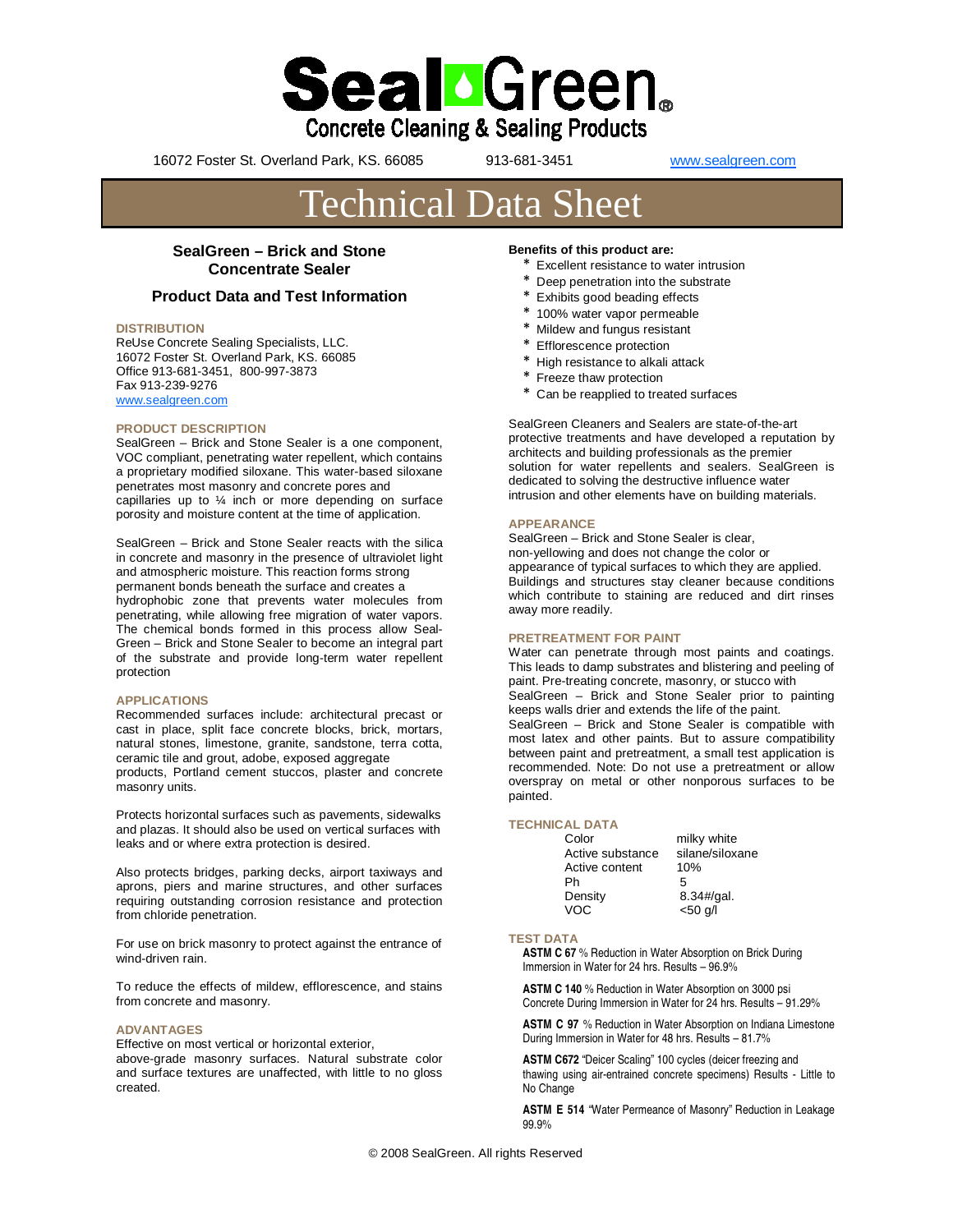# SealGreen®

**Concrete Cleaning & Sealing Products**

16072 Foster St. Overland Park, KS. 66085 913-681-3451 www.sealgreen.com

# Technical Data Sheet

## SealGreen – Brick and Stone Concentrate Sealer

### Product Data and Test Information

**DISTRIBUTION**

ReUse Concrete Sealing Specialists, LLC.
16072 Foster St. Overland Park, KS. 66085
Office 913-681-3451, 800-997-3873
Fax 913-239-9276
www.sealgreen.com

**PRODUCT DESCRIPTION**

SealGreen – Brick and Stone Sealer is a one component, VOC compliant, penetrating water repellent, which contains a proprietary modified siloxane. This water-based siloxane penetrates most masonry and concrete pores and capillaries up to ¼ inch or more depending on surface porosity and moisture content at the time of application.

SealGreen – Brick and Stone Sealer reacts with the silica in concrete and masonry in the presence of ultraviolet light and atmospheric moisture. This reaction forms strong permanent bonds beneath the surface and creates a hydrophobic zone that prevents water molecules from penetrating, while allowing free migration of water vapors. The chemical bonds formed in this process allow Seal-Green – Brick and Stone Sealer to become an integral part of the substrate and provide long-term water repellent protection

**APPLICATIONS**

Recommended surfaces include: architectural precast or cast in place, split face concrete blocks, brick, mortars, natural stones, limestone, granite, sandstone, terra cotta, ceramic tile and grout, adobe, exposed aggregate products, Portland cement stuccos, plaster and concrete masonry units.

Protects horizontal surfaces such as pavements, sidewalks and plazas. It should also be used on vertical surfaces with leaks and or where extra protection is desired.

Also protects bridges, parking decks, airport taxiways and aprons, piers and marine structures, and other surfaces requiring outstanding corrosion resistance and protection from chloride penetration.

For use on brick masonry to protect against the entrance of wind-driven rain.

To reduce the effects of mildew, efflorescence, and stains from concrete and masonry.

**ADVANTAGES**

Effective on most vertical or horizontal exterior, above-grade masonry surfaces. Natural substrate color and surface textures are unaffected, with little to no gloss created.

**Benefits of this product are:**

* Excellent resistance to water intrusion
* Deep penetration into the substrate
* Exhibits good beading effects
* 100% water vapor permeable
* Mildew and fungus resistant
* Efflorescence protection
* High resistance to alkali attack
* Freeze thaw protection
* Can be reapplied to treated surfaces

SealGreen Cleaners and Sealers are state-of-the-art protective treatments and have developed a reputation by architects and building professionals as the premier solution for water repellents and sealers. SealGreen is dedicated to solving the destructive influence water intrusion and other elements have on building materials.

**APPEARANCE**

SealGreen – Brick and Stone Sealer is clear, non-yellowing and does not change the color or appearance of typical surfaces to which they are applied. Buildings and structures stay cleaner because conditions which contribute to staining are reduced and dirt rinses away more readily.

**PRETREATMENT FOR PAINT**

Water can penetrate through most paints and coatings. This leads to damp substrates and blistering and peeling of paint. Pre-treating concrete, masonry, or stucco with SealGreen – Brick and Stone Sealer prior to painting keeps walls drier and extends the life of the paint.
SealGreen – Brick and Stone Sealer is compatible with most latex and other paints. But to assure compatibility between paint and pretreatment, a small test application is recommended. Note: Do not use a pretreatment or allow overspray on metal or other nonporous surfaces to be painted.

**TECHNICAL DATA**

| | |
|---|---|
| Color | milky white |
| Active substance | silane/siloxane |
| Active content | 10% |
| Ph | 5 |
| Density | 8.34#/gal. |
| VOC | <50 g/l |

**TEST DATA**

**ASTM C 67** % Reduction in Water Absorption on Brick During Immersion in Water for 24 hrs. Results – 96.9%

**ASTM C 140** % Reduction in Water Absorption on 3000 psi Concrete During Immersion in Water for 24 hrs. Results – 91.29%

**ASTM C 97** % Reduction in Water Absorption on Indiana Limestone During Immersion in Water for 48 hrs. Results – 81.7%

**ASTM C672** "Deicer Scaling" 100 cycles (deicer freezing and thawing using air-entrained concrete specimens) Results - Little to No Change

**ASTM E 514** "Water Permeance of Masonry" Reduction in Leakage 99.9%

© 2008 SealGreen. All rights Reserved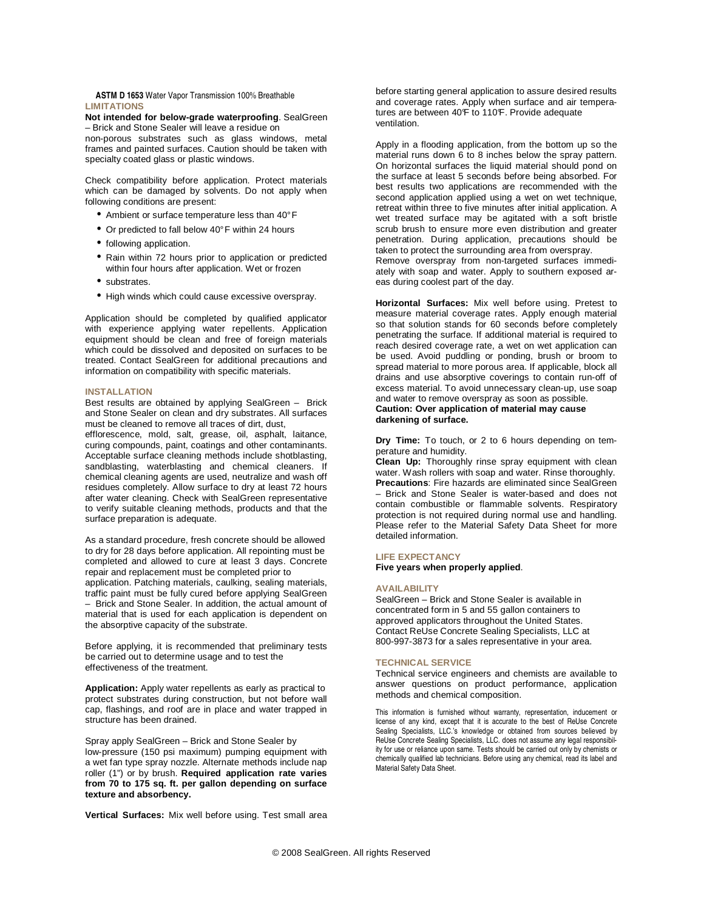**ASTM D 1653** Water Vapor Transmission 100% Breathable

## LIMITATIONS

**Not intended for below-grade waterproofing**. SealGreen – Brick and Stone Sealer will leave a residue on non-porous substrates such as glass windows, metal frames and painted surfaces. Caution should be taken with specialty coated glass or plastic windows.

Check compatibility before application. Protect materials which can be damaged by solvents. Do not apply when following conditions are present:

- Ambient or surface temperature less than 40°F
- Or predicted to fall below 40°F within 24 hours
- following application.
- Rain within 72 hours prior to application or predicted within four hours after application. Wet or frozen
- substrates.
- High winds which could cause excessive overspray.

Application should be completed by qualified applicator with experience applying water repellents. Application equipment should be clean and free of foreign materials which could be dissolved and deposited on surfaces to be treated. Contact SealGreen for additional precautions and information on compatibility with specific materials.

## INSTALLATION

Best results are obtained by applying SealGreen – Brick and Stone Sealer on clean and dry substrates. All surfaces must be cleaned to remove all traces of dirt, dust, efflorescence, mold, salt, grease, oil, asphalt, laitance, curing compounds, paint, coatings and other contaminants. Acceptable surface cleaning methods include shotblasting, sandblasting, waterblasting and chemical cleaners. If chemical cleaning agents are used, neutralize and wash off residues completely. Allow surface to dry at least 72 hours after water cleaning. Check with SealGreen representative to verify suitable cleaning methods, products and that the surface preparation is adequate.

As a standard procedure, fresh concrete should be allowed to dry for 28 days before application. All repointing must be completed and allowed to cure at least 3 days. Concrete repair and replacement must be completed prior to application. Patching materials, caulking, sealing materials, traffic paint must be fully cured before applying SealGreen – Brick and Stone Sealer. In addition, the actual amount of material that is used for each application is dependent on the absorptive capacity of the substrate.

Before applying, it is recommended that preliminary tests be carried out to determine usage and to test the effectiveness of the treatment.

**Application:** Apply water repellents as early as practical to protect substrates during construction, but not before wall cap, flashings, and roof are in place and water trapped in structure has been drained.

Spray apply SealGreen – Brick and Stone Sealer by low-pressure (150 psi maximum) pumping equipment with a wet fan type spray nozzle. Alternate methods include nap roller (1") or by brush. **Required application rate varies from 70 to 175 sq. ft. per gallon depending on surface texture and absorbency.**

**Vertical Surfaces:** Mix well before using. Test small area before starting general application to assure desired results and coverage rates. Apply when surface and air temperatures are between 40°F to 110°F. Provide adequate ventilation.

Apply in a flooding application, from the bottom up so the material runs down 6 to 8 inches below the spray pattern. On horizontal surfaces the liquid material should pond on the surface at least 5 seconds before being absorbed. For best results two applications are recommended with the second application applied using a wet on wet technique, retreat within three to five minutes after initial application. A wet treated surface may be agitated with a soft bristle scrub brush to ensure more even distribution and greater penetration. During application, precautions should be taken to protect the surrounding area from overspray. Remove overspray from non-targeted surfaces immediately with soap and water. Apply to southern exposed areas during coolest part of the day.

**Horizontal Surfaces:** Mix well before using. Pretest to measure material coverage rates. Apply enough material so that solution stands for 60 seconds before completely penetrating the surface. If additional material is required to reach desired coverage rate, a wet on wet application can be used. Avoid puddling or ponding, brush or broom to spread material to more porous area. If applicable, block all drains and use absorptive coverings to contain run-off of excess material. To avoid unnecessary clean-up, use soap and water to remove overspray as soon as possible.
**Caution: Over application of material may cause darkening of surface.**

**Dry Time:** To touch, or 2 to 6 hours depending on temperature and humidity.
**Clean Up:** Thoroughly rinse spray equipment with clean water. Wash rollers with soap and water. Rinse thoroughly.
**Precautions**: Fire hazards are eliminated since SealGreen – Brick and Stone Sealer is water-based and does not contain combustible or flammable solvents. Respiratory protection is not required during normal use and handling. Please refer to the Material Safety Data Sheet for more detailed information.

## LIFE EXPECTANCY

**Five years when properly applied**.

## AVAILABILITY

SealGreen – Brick and Stone Sealer is available in concentrated form in 5 and 55 gallon containers to approved applicators throughout the United States. Contact ReUse Concrete Sealing Specialists, LLC at 800-997-3873 for a sales representative in your area.

## TECHNICAL SERVICE

Technical service engineers and chemists are available to answer questions on product performance, application methods and chemical composition.

This information is furnished without warranty, representation, inducement or license of any kind, except that it is accurate to the best of ReUse Concrete Sealing Specialists, LLC.'s knowledge or obtained from sources believed by ReUse Concrete Sealing Specialists, LLC. does not assume any legal responsibility for use or reliance upon same. Tests should be carried out only by chemists or chemically qualified lab technicians. Before using any chemical, read its label and Material Safety Data Sheet.

© 2008 SealGreen. All rights Reserved